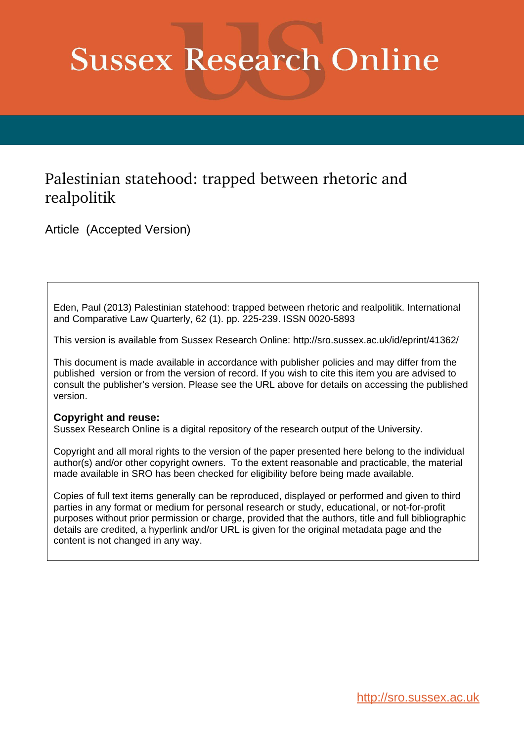# Sussex Research Online

## Palestinian statehood: trapped between rhetoric and realpolitik

Article (Accepted Version)

Eden, Paul (2013) Palestinian statehood: trapped between rhetoric and realpolitik. International and Comparative Law Quarterly, 62 (1). pp. 225-239. ISSN 0020-5893

This version is available from Sussex Research Online: http://sro.sussex.ac.uk/id/eprint/41362/

This document is made available in accordance with publisher policies and may differ from the published version or from the version of record. If you wish to cite this item you are advised to consult the publisher's version. Please see the URL above for details on accessing the published version.

**Copyright and reuse:**
Sussex Research Online is a digital repository of the research output of the University.

Copyright and all moral rights to the version of the paper presented here belong to the individual author(s) and/or other copyright owners. To the extent reasonable and practicable, the material made available in SRO has been checked for eligibility before being made available.

Copies of full text items generally can be reproduced, displayed or performed and given to third parties in any format or medium for personal research or study, educational, or not-for-profit purposes without prior permission or charge, provided that the authors, title and full bibliographic details are credited, a hyperlink and/or URL is given for the original metadata page and the content is not changed in any way.

http://sro.sussex.ac.uk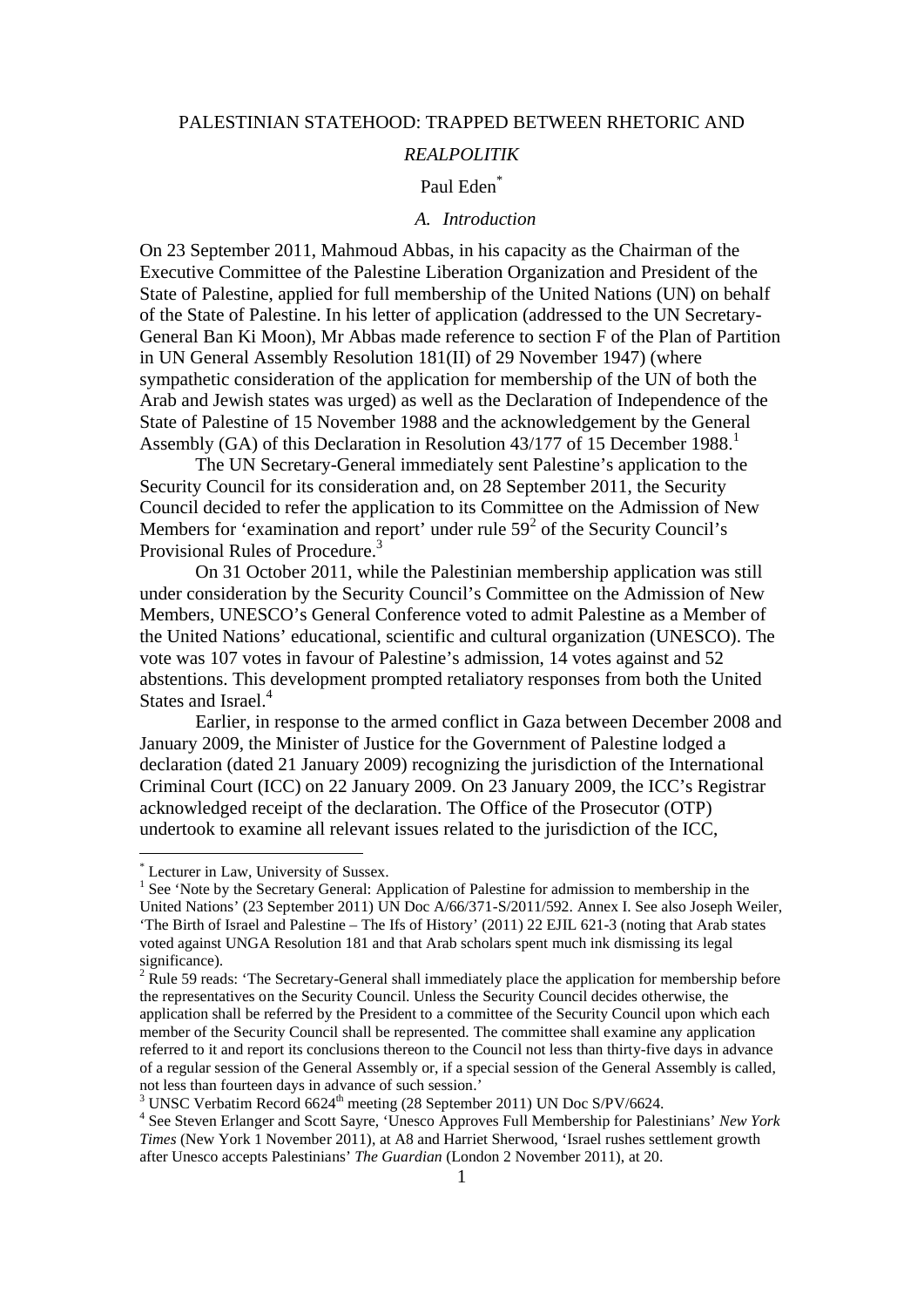PALESTINIAN STATEHOOD: TRAPPED BETWEEN RHETORIC AND

*REALPOLITIK*

Paul Eden*

## *A. Introduction*

On 23 September 2011, Mahmoud Abbas, in his capacity as the Chairman of the Executive Committee of the Palestine Liberation Organization and President of the State of Palestine, applied for full membership of the United Nations (UN) on behalf of the State of Palestine. In his letter of application (addressed to the UN Secretary-General Ban Ki Moon), Mr Abbas made reference to section F of the Plan of Partition in UN General Assembly Resolution 181(II) of 29 November 1947) (where sympathetic consideration of the application for membership of the UN of both the Arab and Jewish states was urged) as well as the Declaration of Independence of the State of Palestine of 15 November 1988 and the acknowledgement by the General Assembly (GA) of this Declaration in Resolution 43/177 of 15 December 1988.[1]

The UN Secretary-General immediately sent Palestine's application to the Security Council for its consideration and, on 28 September 2011, the Security Council decided to refer the application to its Committee on the Admission of New Members for 'examination and report' under rule 59[2] of the Security Council's Provisional Rules of Procedure.[3]

On 31 October 2011, while the Palestinian membership application was still under consideration by the Security Council's Committee on the Admission of New Members, UNESCO's General Conference voted to admit Palestine as a Member of the United Nations' educational, scientific and cultural organization (UNESCO). The vote was 107 votes in favour of Palestine's admission, 14 votes against and 52 abstentions. This development prompted retaliatory responses from both the United States and Israel.[4]

Earlier, in response to the armed conflict in Gaza between December 2008 and January 2009, the Minister of Justice for the Government of Palestine lodged a declaration (dated 21 January 2009) recognizing the jurisdiction of the International Criminal Court (ICC) on 22 January 2009. On 23 January 2009, the ICC's Registrar acknowledged receipt of the declaration. The Office of the Prosecutor (OTP) undertook to examine all relevant issues related to the jurisdiction of the ICC,

---

\* Lecturer in Law, University of Sussex.

[1] See 'Note by the Secretary General: Application of Palestine for admission to membership in the United Nations' (23 September 2011) UN Doc A/66/371-S/2011/592. Annex I. See also Joseph Weiler, 'The Birth of Israel and Palestine – The Ifs of History' (2011) 22 EJIL 621-3 (noting that Arab states voted against UNGA Resolution 181 and that Arab scholars spent much ink dismissing its legal significance).

[2] Rule 59 reads: 'The Secretary-General shall immediately place the application for membership before the representatives on the Security Council. Unless the Security Council decides otherwise, the application shall be referred by the President to a committee of the Security Council upon which each member of the Security Council shall be represented. The committee shall examine any application referred to it and report its conclusions thereon to the Council not less than thirty-five days in advance of a regular session of the General Assembly or, if a special session of the General Assembly is called, not less than fourteen days in advance of such session.'

[3] UNSC Verbatim Record 6624th meeting (28 September 2011) UN Doc S/PV/6624.

[4] See Steven Erlanger and Scott Sayre, 'Unesco Approves Full Membership for Palestinians' *New York Times* (New York 1 November 2011), at A8 and Harriet Sherwood, 'Israel rushes settlement growth after Unesco accepts Palestinians' *The Guardian* (London 2 November 2011), at 20.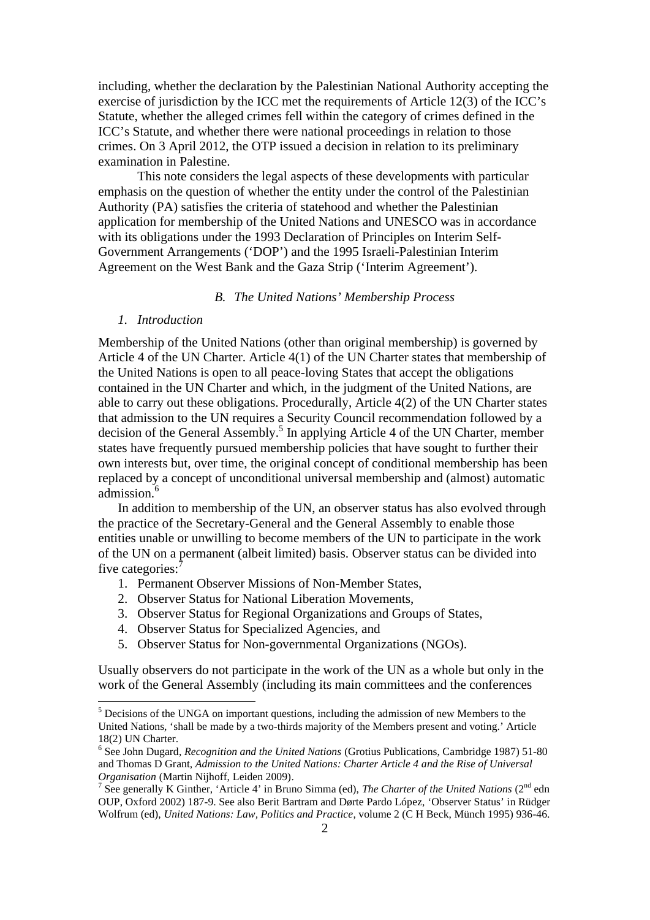including, whether the declaration by the Palestinian National Authority accepting the exercise of jurisdiction by the ICC met the requirements of Article 12(3) of the ICC's Statute, whether the alleged crimes fell within the category of crimes defined in the ICC's Statute, and whether there were national proceedings in relation to those crimes. On 3 April 2012, the OTP issued a decision in relation to its preliminary examination in Palestine.

This note considers the legal aspects of these developments with particular emphasis on the question of whether the entity under the control of the Palestinian Authority (PA) satisfies the criteria of statehood and whether the Palestinian application for membership of the United Nations and UNESCO was in accordance with its obligations under the 1993 Declaration of Principles on Interim Self-Government Arrangements ('DOP') and the 1995 Israeli-Palestinian Interim Agreement on the West Bank and the Gaza Strip ('Interim Agreement').

### *B. The United Nations' Membership Process*

#### *1. Introduction*

Membership of the United Nations (other than original membership) is governed by Article 4 of the UN Charter. Article 4(1) of the UN Charter states that membership of the United Nations is open to all peace-loving States that accept the obligations contained in the UN Charter and which, in the judgment of the United Nations, are able to carry out these obligations. Procedurally, Article 4(2) of the UN Charter states that admission to the UN requires a Security Council recommendation followed by a decision of the General Assembly.[5] In applying Article 4 of the UN Charter, member states have frequently pursued membership policies that have sought to further their own interests but, over time, the original concept of conditional membership has been replaced by a concept of unconditional universal membership and (almost) automatic admission.[6]

In addition to membership of the UN, an observer status has also evolved through the practice of the Secretary-General and the General Assembly to enable those entities unable or unwilling to become members of the UN to participate in the work of the UN on a permanent (albeit limited) basis. Observer status can be divided into five categories:[7]

1. Permanent Observer Missions of Non-Member States,
2. Observer Status for National Liberation Movements,
3. Observer Status for Regional Organizations and Groups of States,
4. Observer Status for Specialized Agencies, and
5. Observer Status for Non-governmental Organizations (NGOs).

Usually observers do not participate in the work of the UN as a whole but only in the work of the General Assembly (including its main committees and the conferences

---

[5] Decisions of the UNGA on important questions, including the admission of new Members to the United Nations, 'shall be made by a two-thirds majority of the Members present and voting.' Article 18(2) UN Charter.

[6] See John Dugard, *Recognition and the United Nations* (Grotius Publications, Cambridge 1987) 51-80 and Thomas D Grant, *Admission to the United Nations: Charter Article 4 and the Rise of Universal Organisation* (Martin Nijhoff, Leiden 2009).

[7] See generally K Ginther, 'Article 4' in Bruno Simma (ed), *The Charter of the United Nations* (2nd edn OUP, Oxford 2002) 187-9. See also Berit Bartram and Dørte Pardo López, 'Observer Status' in Rüdger Wolfrum (ed), *United Nations: Law, Politics and Practice*, volume 2 (C H Beck, Münch 1995) 936-46.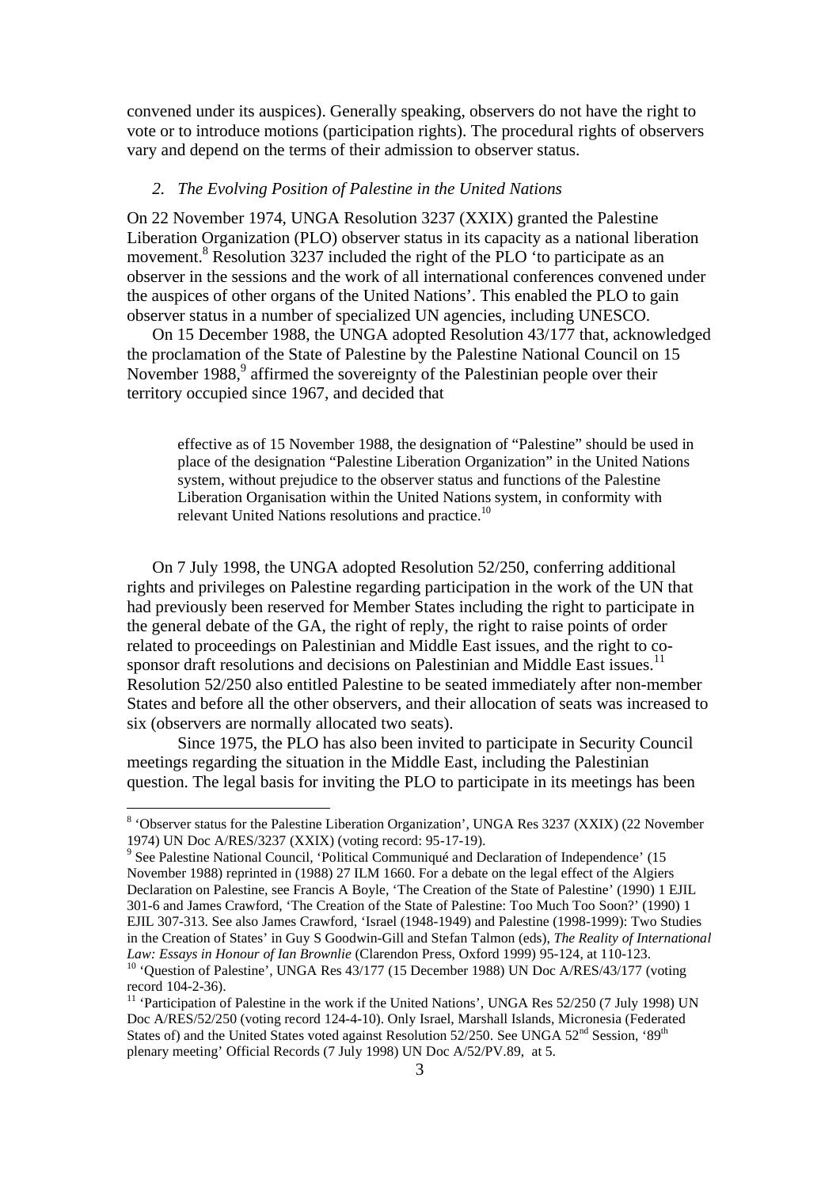convened under its auspices). Generally speaking, observers do not have the right to vote or to introduce motions (participation rights). The procedural rights of observers vary and depend on the terms of their admission to observer status.

### *2. The Evolving Position of Palestine in the United Nations*

On 22 November 1974, UNGA Resolution 3237 (XXIX) granted the Palestine Liberation Organization (PLO) observer status in its capacity as a national liberation movement.[8] Resolution 3237 included the right of the PLO 'to participate as an observer in the sessions and the work of all international conferences convened under the auspices of other organs of the United Nations'. This enabled the PLO to gain observer status in a number of specialized UN agencies, including UNESCO.

On 15 December 1988, the UNGA adopted Resolution 43/177 that, acknowledged the proclamation of the State of Palestine by the Palestine National Council on 15 November 1988,[9] affirmed the sovereignty of the Palestinian people over their territory occupied since 1967, and decided that

> effective as of 15 November 1988, the designation of "Palestine" should be used in place of the designation "Palestine Liberation Organization" in the United Nations system, without prejudice to the observer status and functions of the Palestine Liberation Organisation within the United Nations system, in conformity with relevant United Nations resolutions and practice.[10]

On 7 July 1998, the UNGA adopted Resolution 52/250, conferring additional rights and privileges on Palestine regarding participation in the work of the UN that had previously been reserved for Member States including the right to participate in the general debate of the GA, the right of reply, the right to raise points of order related to proceedings on Palestinian and Middle East issues, and the right to co-sponsor draft resolutions and decisions on Palestinian and Middle East issues.[11] Resolution 52/250 also entitled Palestine to be seated immediately after non-member States and before all the other observers, and their allocation of seats was increased to six (observers are normally allocated two seats).

Since 1975, the PLO has also been invited to participate in Security Council meetings regarding the situation in the Middle East, including the Palestinian question. The legal basis for inviting the PLO to participate in its meetings has been

---

[8] 'Observer status for the Palestine Liberation Organization', UNGA Res 3237 (XXIX) (22 November 1974) UN Doc A/RES/3237 (XXIX) (voting record: 95-17-19).

[9] See Palestine National Council, 'Political Communiqué and Declaration of Independence' (15 November 1988) reprinted in (1988) 27 ILM 1660. For a debate on the legal effect of the Algiers Declaration on Palestine, see Francis A Boyle, 'The Creation of the State of Palestine' (1990) 1 EJIL 301-6 and James Crawford, 'The Creation of the State of Palestine: Too Much Too Soon?' (1990) 1 EJIL 307-313. See also James Crawford, 'Israel (1948-1949) and Palestine (1998-1999): Two Studies in the Creation of States' in Guy S Goodwin-Gill and Stefan Talmon (eds), *The Reality of International Law: Essays in Honour of Ian Brownlie* (Clarendon Press, Oxford 1999) 95-124, at 110-123.

[10] 'Question of Palestine', UNGA Res 43/177 (15 December 1988) UN Doc A/RES/43/177 (voting record 104-2-36).

[11] 'Participation of Palestine in the work if the United Nations', UNGA Res 52/250 (7 July 1998) UN Doc A/RES/52/250 (voting record 124-4-10). Only Israel, Marshall Islands, Micronesia (Federated States of) and the United States voted against Resolution 52/250. See UNGA 52nd Session, '89th plenary meeting' Official Records (7 July 1998) UN Doc A/52/PV.89, at 5.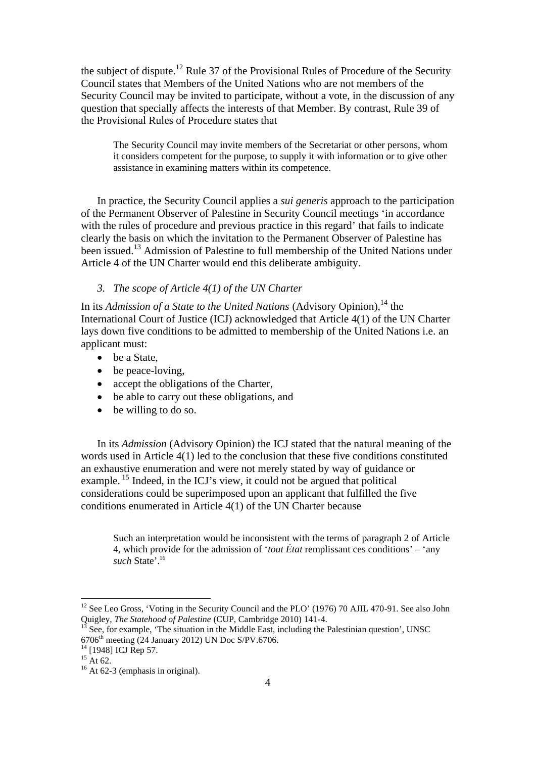the subject of dispute.[12] Rule 37 of the Provisional Rules of Procedure of the Security Council states that Members of the United Nations who are not members of the Security Council may be invited to participate, without a vote, in the discussion of any question that specially affects the interests of that Member. By contrast, Rule 39 of the Provisional Rules of Procedure states that

> The Security Council may invite members of the Secretariat or other persons, whom it considers competent for the purpose, to supply it with information or to give other assistance in examining matters within its competence.

In practice, the Security Council applies a *sui generis* approach to the participation of the Permanent Observer of Palestine in Security Council meetings 'in accordance with the rules of procedure and previous practice in this regard' that fails to indicate clearly the basis on which the invitation to the Permanent Observer of Palestine has been issued.[13] Admission of Palestine to full membership of the United Nations under Article 4 of the UN Charter would end this deliberate ambiguity.

### *3. The scope of Article 4(1) of the UN Charter*

In its *Admission of a State to the United Nations* (Advisory Opinion),[14] the International Court of Justice (ICJ) acknowledged that Article 4(1) of the UN Charter lays down five conditions to be admitted to membership of the United Nations i.e. an applicant must:

- be a State,
- be peace-loving,
- accept the obligations of the Charter,
- be able to carry out these obligations, and
- be willing to do so.

In its *Admission* (Advisory Opinion) the ICJ stated that the natural meaning of the words used in Article 4(1) led to the conclusion that these five conditions constituted an exhaustive enumeration and were not merely stated by way of guidance or example.[15] Indeed, in the ICJ's view, it could not be argued that political considerations could be superimposed upon an applicant that fulfilled the five conditions enumerated in Article 4(1) of the UN Charter because

> Such an interpretation would be inconsistent with the terms of paragraph 2 of Article 4, which provide for the admission of '*tout État* remplissant ces conditions' – 'any *such* State'.[16]

---

[12] See Leo Gross, 'Voting in the Security Council and the PLO' (1976) 70 AJIL 470-91. See also John Quigley, *The Statehood of Palestine* (CUP, Cambridge 2010) 141-4.

[13] See, for example, 'The situation in the Middle East, including the Palestinian question', UNSC 6706th meeting (24 January 2012) UN Doc S/PV.6706.

[14] [1948] ICJ Rep 57.

[15] At 62.

[16] At 62-3 (emphasis in original).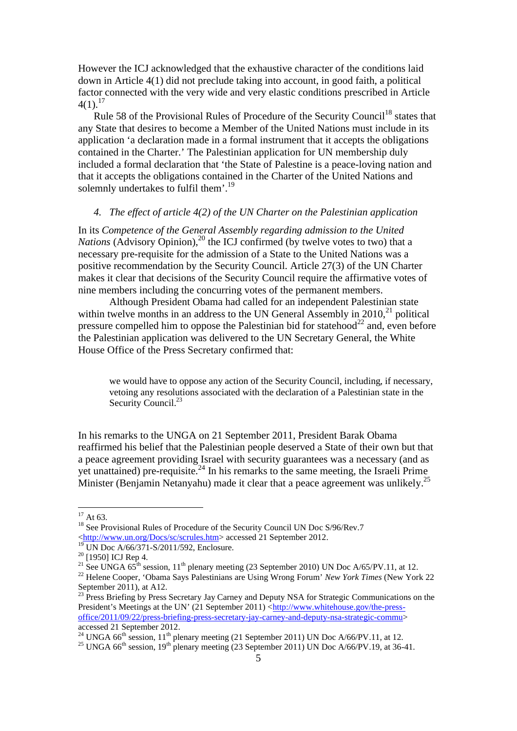However the ICJ acknowledged that the exhaustive character of the conditions laid down in Article 4(1) did not preclude taking into account, in good faith, a political factor connected with the very wide and very elastic conditions prescribed in Article 4(1).[17]

Rule 58 of the Provisional Rules of Procedure of the Security Council[18] states that any State that desires to become a Member of the United Nations must include in its application 'a declaration made in a formal instrument that it accepts the obligations contained in the Charter.' The Palestinian application for UN membership duly included a formal declaration that 'the State of Palestine is a peace-loving nation and that it accepts the obligations contained in the Charter of the United Nations and solemnly undertakes to fulfil them'.[19]

### 4. *The effect of article 4(2) of the UN Charter on the Palestinian application*

In its *Competence of the General Assembly regarding admission to the United Nations* (Advisory Opinion),[20] the ICJ confirmed (by twelve votes to two) that a necessary pre-requisite for the admission of a State to the United Nations was a positive recommendation by the Security Council. Article 27(3) of the UN Charter makes it clear that decisions of the Security Council require the affirmative votes of nine members including the concurring votes of the permanent members.

Although President Obama had called for an independent Palestinian state within twelve months in an address to the UN General Assembly in 2010,[21] political pressure compelled him to oppose the Palestinian bid for statehood[22] and, even before the Palestinian application was delivered to the UN Secretary General, the White House Office of the Press Secretary confirmed that:

> we would have to oppose any action of the Security Council, including, if necessary, vetoing any resolutions associated with the declaration of a Palestinian state in the Security Council.[23]

In his remarks to the UNGA on 21 September 2011, President Barak Obama reaffirmed his belief that the Palestinian people deserved a State of their own but that a peace agreement providing Israel with security guarantees was a necessary (and as yet unattained) pre-requisite.[24] In his remarks to the same meeting, the Israeli Prime Minister (Benjamin Netanyahu) made it clear that a peace agreement was unlikely.[25]

---

[17] At 63.

[18] See Provisional Rules of Procedure of the Security Council UN Doc S/96/Rev.7 <http://www.un.org/Docs/sc/scrules.htm> accessed 21 September 2012.

[19] UN Doc A/66/371-S/2011/592, Enclosure.

[20] [1950] ICJ Rep 4.

[21] See UNGA 65th session, 11th plenary meeting (23 September 2010) UN Doc A/65/PV.11, at 12.

[22] Helene Cooper, 'Obama Says Palestinians are Using Wrong Forum' *New York Times* (New York 22 September 2011), at A12.

[23] Press Briefing by Press Secretary Jay Carney and Deputy NSA for Strategic Communications on the President's Meetings at the UN' (21 September 2011) <http://www.whitehouse.gov/the-press-office/2011/09/22/press-briefing-press-secretary-jay-carney-and-deputy-nsa-strategic-commu> accessed 21 September 2012.

[24] UNGA 66th session, 11th plenary meeting (21 September 2011) UN Doc A/66/PV.11, at 12.

[25] UNGA 66th session, 19th plenary meeting (23 September 2011) UN Doc A/66/PV.19, at 36-41.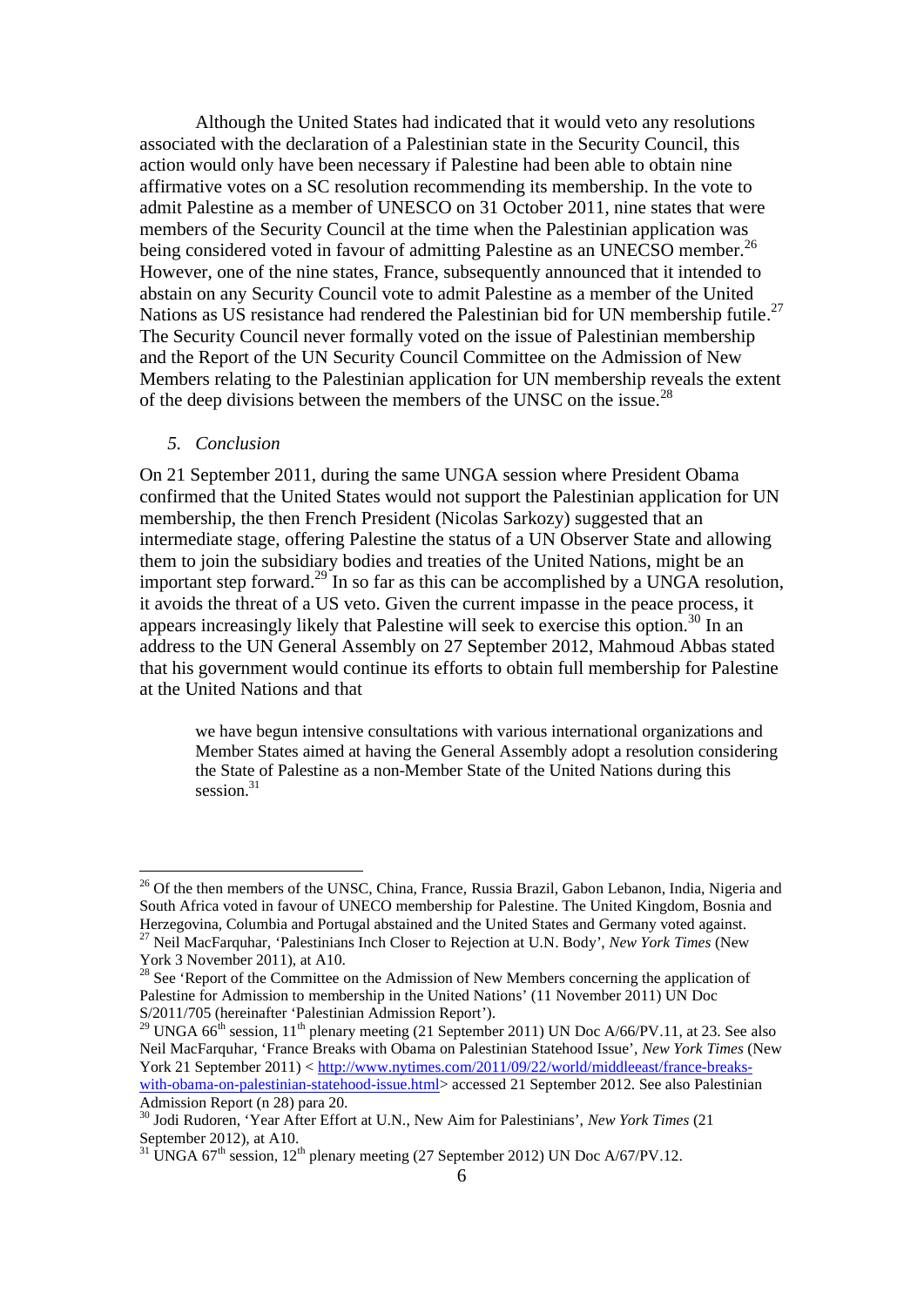Although the United States had indicated that it would veto any resolutions associated with the declaration of a Palestinian state in the Security Council, this action would only have been necessary if Palestine had been able to obtain nine affirmative votes on a SC resolution recommending its membership. In the vote to admit Palestine as a member of UNESCO on 31 October 2011, nine states that were members of the Security Council at the time when the Palestinian application was being considered voted in favour of admitting Palestine as an UNECSO member.[26] However, one of the nine states, France, subsequently announced that it intended to abstain on any Security Council vote to admit Palestine as a member of the United Nations as US resistance had rendered the Palestinian bid for UN membership futile.[27] The Security Council never formally voted on the issue of Palestinian membership and the Report of the UN Security Council Committee on the Admission of New Members relating to the Palestinian application for UN membership reveals the extent of the deep divisions between the members of the UNSC on the issue.[28]

### *5. Conclusion*

On 21 September 2011, during the same UNGA session where President Obama confirmed that the United States would not support the Palestinian application for UN membership, the then French President (Nicolas Sarkozy) suggested that an intermediate stage, offering Palestine the status of a UN Observer State and allowing them to join the subsidiary bodies and treaties of the United Nations, might be an important step forward.[29] In so far as this can be accomplished by a UNGA resolution, it avoids the threat of a US veto. Given the current impasse in the peace process, it appears increasingly likely that Palestine will seek to exercise this option.[30] In an address to the UN General Assembly on 27 September 2012, Mahmoud Abbas stated that his government would continue its efforts to obtain full membership for Palestine at the United Nations and that

> we have begun intensive consultations with various international organizations and Member States aimed at having the General Assembly adopt a resolution considering the State of Palestine as a non-Member State of the United Nations during this session.[31]

---

[26] Of the then members of the UNSC, China, France, Russia Brazil, Gabon Lebanon, India, Nigeria and South Africa voted in favour of UNECO membership for Palestine. The United Kingdom, Bosnia and Herzegovina, Columbia and Portugal abstained and the United States and Germany voted against.

[27] Neil MacFarquhar, 'Palestinians Inch Closer to Rejection at U.N. Body', *New York Times* (New York 3 November 2011), at A10.

[28] See 'Report of the Committee on the Admission of New Members concerning the application of Palestine for Admission to membership in the United Nations' (11 November 2011) UN Doc S/2011/705 (hereinafter 'Palestinian Admission Report').

[29] UNGA 66th session, 11th plenary meeting (21 September 2011) UN Doc A/66/PV.11, at 23. See also Neil MacFarquhar, 'France Breaks with Obama on Palestinian Statehood Issue', *New York Times* (New York 21 September 2011) < http://www.nytimes.com/2011/09/22/world/middleeast/france-breaks-with-obama-on-palestinian-statehood-issue.html> accessed 21 September 2012. See also Palestinian Admission Report (n 28) para 20.

[30] Jodi Rudoren, 'Year After Effort at U.N., New Aim for Palestinians', *New York Times* (21 September 2012), at A10.

[31] UNGA 67th session, 12th plenary meeting (27 September 2012) UN Doc A/67/PV.12.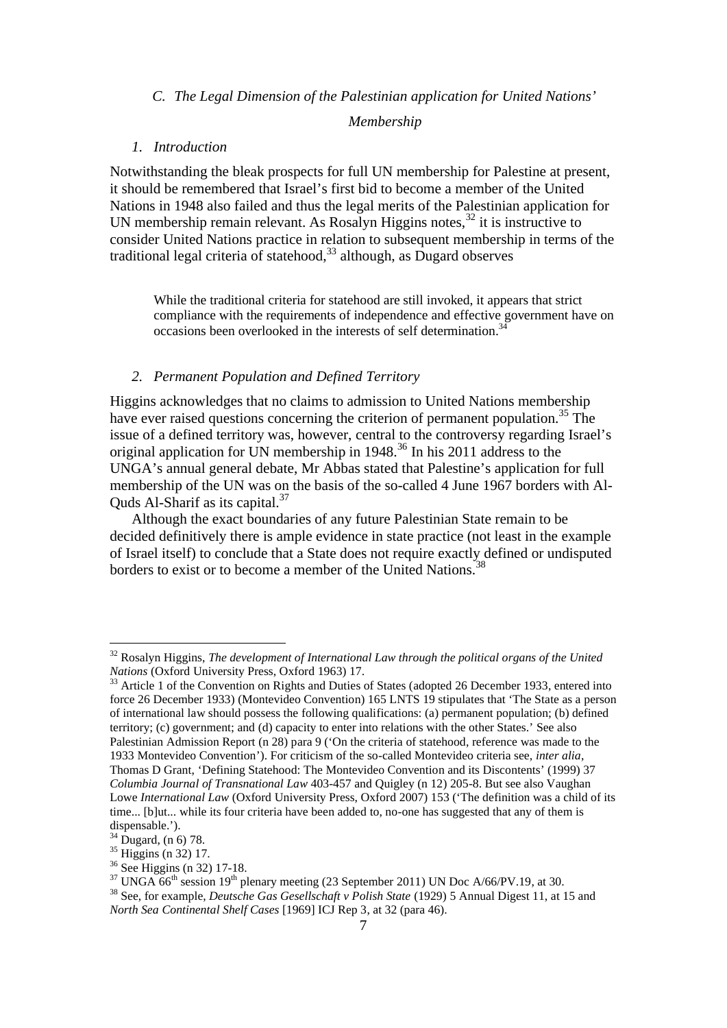### *C. The Legal Dimension of the Palestinian application for United Nations' Membership*

#### *1. Introduction*

Notwithstanding the bleak prospects for full UN membership for Palestine at present, it should be remembered that Israel's first bid to become a member of the United Nations in 1948 also failed and thus the legal merits of the Palestinian application for UN membership remain relevant. As Rosalyn Higgins notes,[32] it is instructive to consider United Nations practice in relation to subsequent membership in terms of the traditional legal criteria of statehood,[33] although, as Dugard observes

> While the traditional criteria for statehood are still invoked, it appears that strict compliance with the requirements of independence and effective government have on occasions been overlooked in the interests of self determination.[34]

#### *2. Permanent Population and Defined Territory*

Higgins acknowledges that no claims to admission to United Nations membership have ever raised questions concerning the criterion of permanent population.[35] The issue of a defined territory was, however, central to the controversy regarding Israel's original application for UN membership in 1948.[36] In his 2011 address to the UNGA's annual general debate, Mr Abbas stated that Palestine's application for full membership of the UN was on the basis of the so-called 4 June 1967 borders with Al-Quds Al-Sharif as its capital.[37]

Although the exact boundaries of any future Palestinian State remain to be decided definitively there is ample evidence in state practice (not least in the example of Israel itself) to conclude that a State does not require exactly defined or undisputed borders to exist or to become a member of the United Nations.[38]

---

[32] Rosalyn Higgins, *The development of International Law through the political organs of the United Nations* (Oxford University Press, Oxford 1963) 17.

[33] Article 1 of the Convention on Rights and Duties of States (adopted 26 December 1933, entered into force 26 December 1933) (Montevideo Convention) 165 LNTS 19 stipulates that 'The State as a person of international law should possess the following qualifications: (a) permanent population; (b) defined territory; (c) government; and (d) capacity to enter into relations with the other States.' See also Palestinian Admission Report (n 28) para 9 ('On the criteria of statehood, reference was made to the 1933 Montevideo Convention'). For criticism of the so-called Montevideo criteria see, *inter alia*, Thomas D Grant, 'Defining Statehood: The Montevideo Convention and its Discontents' (1999) 37 *Columbia Journal of Transnational Law* 403-457 and Quigley (n 12) 205-8. But see also Vaughan Lowe *International Law* (Oxford University Press, Oxford 2007) 153 ('The definition was a child of its time... [b]ut... while its four criteria have been added to, no-one has suggested that any of them is dispensable.').

[34] Dugard, (n 6) 78.

[35] Higgins (n 32) 17.

[36] See Higgins (n 32) 17-18.

[37] UNGA 66th session 19th plenary meeting (23 September 2011) UN Doc A/66/PV.19, at 30.

[38] See, for example, *Deutsche Gas Gesellschaft v Polish State* (1929) 5 Annual Digest 11, at 15 and *North Sea Continental Shelf Cases* [1969] ICJ Rep 3, at 32 (para 46).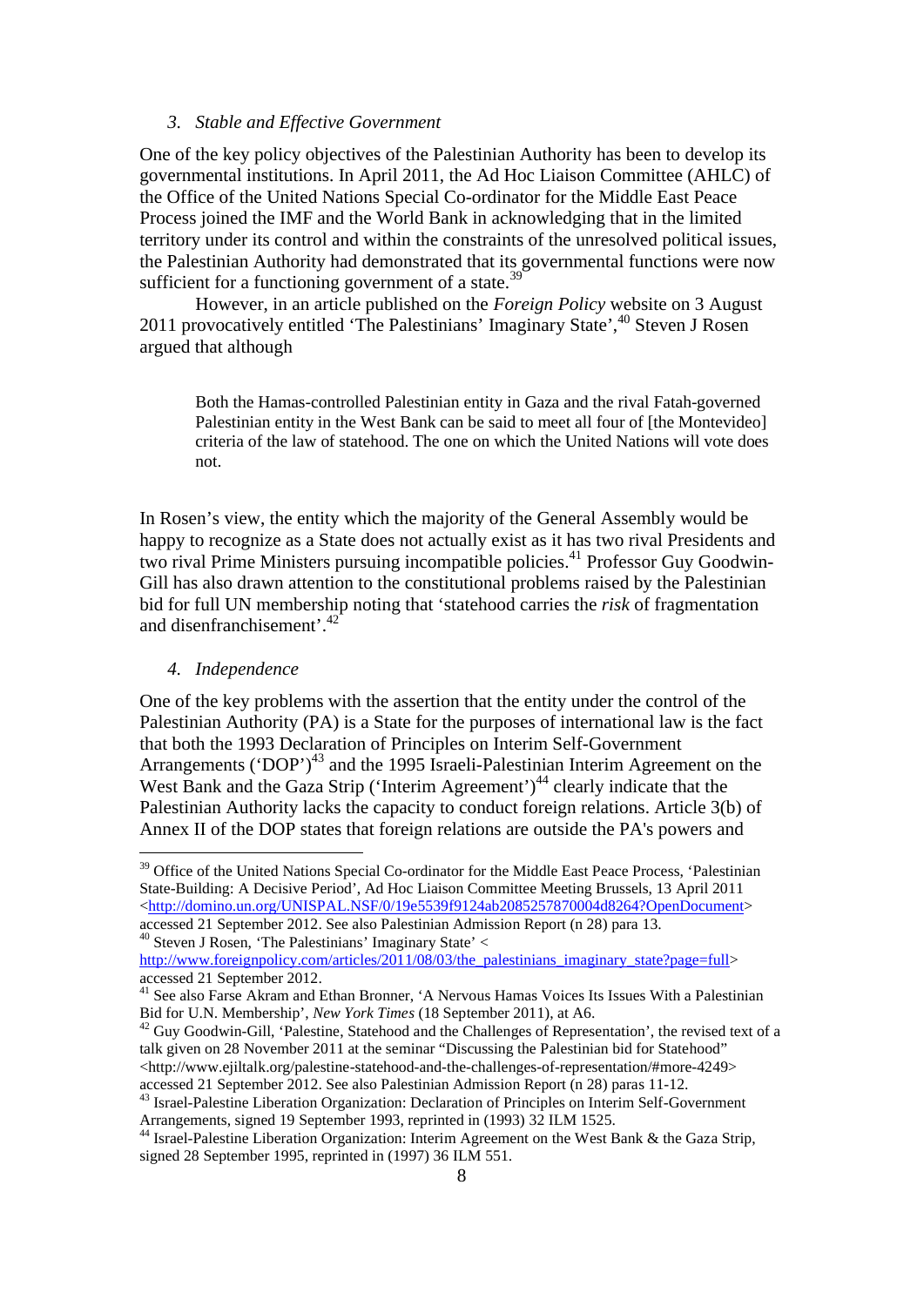### 3. *Stable and Effective Government*

One of the key policy objectives of the Palestinian Authority has been to develop its governmental institutions. In April 2011, the Ad Hoc Liaison Committee (AHLC) of the Office of the United Nations Special Co-ordinator for the Middle East Peace Process joined the IMF and the World Bank in acknowledging that in the limited territory under its control and within the constraints of the unresolved political issues, the Palestinian Authority had demonstrated that its governmental functions were now sufficient for a functioning government of a state.[39]

However, in an article published on the *Foreign Policy* website on 3 August 2011 provocatively entitled 'The Palestinians' Imaginary State',[40] Steven J Rosen argued that although

> Both the Hamas-controlled Palestinian entity in Gaza and the rival Fatah-governed Palestinian entity in the West Bank can be said to meet all four of [the Montevideo] criteria of the law of statehood. The one on which the United Nations will vote does not.

In Rosen's view, the entity which the majority of the General Assembly would be happy to recognize as a State does not actually exist as it has two rival Presidents and two rival Prime Ministers pursuing incompatible policies.[41] Professor Guy Goodwin-Gill has also drawn attention to the constitutional problems raised by the Palestinian bid for full UN membership noting that 'statehood carries the *risk* of fragmentation and disenfranchisement'.[42]

### 4. *Independence*

One of the key problems with the assertion that the entity under the control of the Palestinian Authority (PA) is a State for the purposes of international law is the fact that both the 1993 Declaration of Principles on Interim Self-Government Arrangements ('DOP')[43] and the 1995 Israeli-Palestinian Interim Agreement on the West Bank and the Gaza Strip ('Interim Agreement')[44] clearly indicate that the Palestinian Authority lacks the capacity to conduct foreign relations. Article 3(b) of Annex II of the DOP states that foreign relations are outside the PA's powers and

---

[39] Office of the United Nations Special Co-ordinator for the Middle East Peace Process, 'Palestinian State-Building: A Decisive Period', Ad Hoc Liaison Committee Meeting Brussels, 13 April 2011 <http://domino.un.org/UNISPAL.NSF/0/19e5539f9124ab2085257870004d8264?OpenDocument> accessed 21 September 2012. See also Palestinian Admission Report (n 28) para 13.

[40] Steven J Rosen, 'The Palestinians' Imaginary State' <http://www.foreignpolicy.com/articles/2011/08/03/the_palestinians_imaginary_state?page=full> accessed 21 September 2012.

[41] See also Farse Akram and Ethan Bronner, 'A Nervous Hamas Voices Its Issues With a Palestinian Bid for U.N. Membership', *New York Times* (18 September 2011), at A6.

[42] Guy Goodwin-Gill, 'Palestine, Statehood and the Challenges of Representation', the revised text of a talk given on 28 November 2011 at the seminar "Discussing the Palestinian bid for Statehood" <http://www.ejiltalk.org/palestine-statehood-and-the-challenges-of-representation/#more-4249> accessed 21 September 2012. See also Palestinian Admission Report (n 28) paras 11-12.

[43] Israel-Palestine Liberation Organization: Declaration of Principles on Interim Self-Government Arrangements, signed 19 September 1993, reprinted in (1993) 32 ILM 1525.

[44] Israel-Palestine Liberation Organization: Interim Agreement on the West Bank & the Gaza Strip, signed 28 September 1995, reprinted in (1997) 36 ILM 551.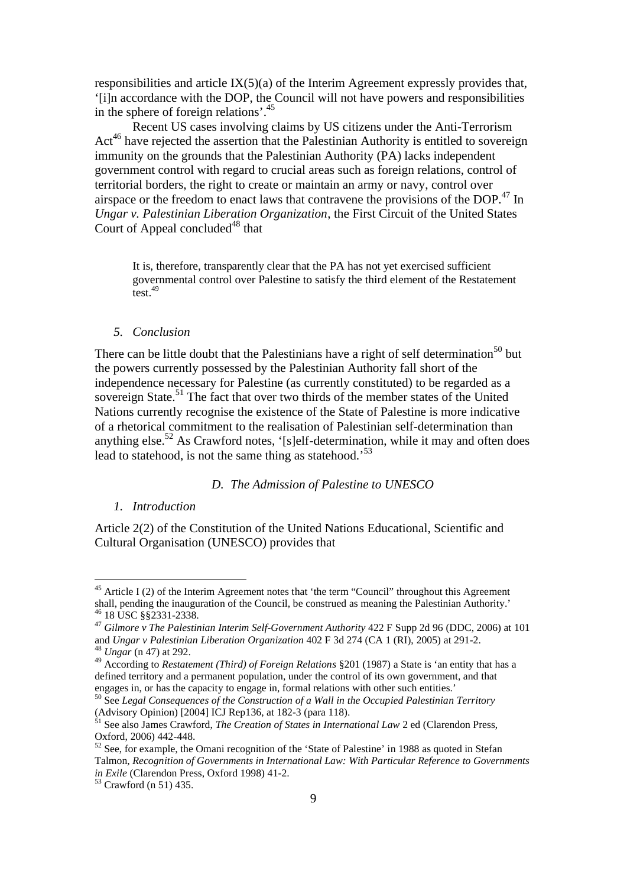responsibilities and article IX(5)(a) of the Interim Agreement expressly provides that, '[i]n accordance with the DOP, the Council will not have powers and responsibilities in the sphere of foreign relations'.[45]

Recent US cases involving claims by US citizens under the Anti-Terrorism Act[46] have rejected the assertion that the Palestinian Authority is entitled to sovereign immunity on the grounds that the Palestinian Authority (PA) lacks independent government control with regard to crucial areas such as foreign relations, control of territorial borders, the right to create or maintain an army or navy, control over airspace or the freedom to enact laws that contravene the provisions of the DOP.[47] In *Ungar v. Palestinian Liberation Organization*, the First Circuit of the United States Court of Appeal concluded[48] that

> It is, therefore, transparently clear that the PA has not yet exercised sufficient governmental control over Palestine to satisfy the third element of the Restatement test.[49]

### *5. Conclusion*

There can be little doubt that the Palestinians have a right of self determination[50] but the powers currently possessed by the Palestinian Authority fall short of the independence necessary for Palestine (as currently constituted) to be regarded as a sovereign State.[51] The fact that over two thirds of the member states of the United Nations currently recognise the existence of the State of Palestine is more indicative of a rhetorical commitment to the realisation of Palestinian self-determination than anything else.[52] As Crawford notes, '[s]elf-determination, while it may and often does lead to statehood, is not the same thing as statehood.'[53]

## *D. The Admission of Palestine to UNESCO*

### *1. Introduction*

Article 2(2) of the Constitution of the United Nations Educational, Scientific and Cultural Organisation (UNESCO) provides that

---

[45] Article I (2) of the Interim Agreement notes that 'the term "Council" throughout this Agreement shall, pending the inauguration of the Council, be construed as meaning the Palestinian Authority.'

[46] 18 USC §§2331-2338.

[47] *Gilmore v The Palestinian Interim Self-Government Authority* 422 F Supp 2d 96 (DDC, 2006) at 101 and *Ungar v Palestinian Liberation Organization* 402 F 3d 274 (CA 1 (RI), 2005) at 291-2.

[48] *Ungar* (n 47) at 292.

[49] According to *Restatement (Third) of Foreign Relations* §201 (1987) a State is 'an entity that has a defined territory and a permanent population, under the control of its own government, and that engages in, or has the capacity to engage in, formal relations with other such entities.'

[50] See *Legal Consequences of the Construction of a Wall in the Occupied Palestinian Territory* (Advisory Opinion) [2004] ICJ Rep136, at 182-3 (para 118).

[51] See also James Crawford, *The Creation of States in International Law* 2 ed (Clarendon Press, Oxford, 2006) 442-448.

[52] See, for example, the Omani recognition of the 'State of Palestine' in 1988 as quoted in Stefan Talmon, *Recognition of Governments in International Law: With Particular Reference to Governments in Exile* (Clarendon Press, Oxford 1998) 41-2.

[53] Crawford (n 51) 435.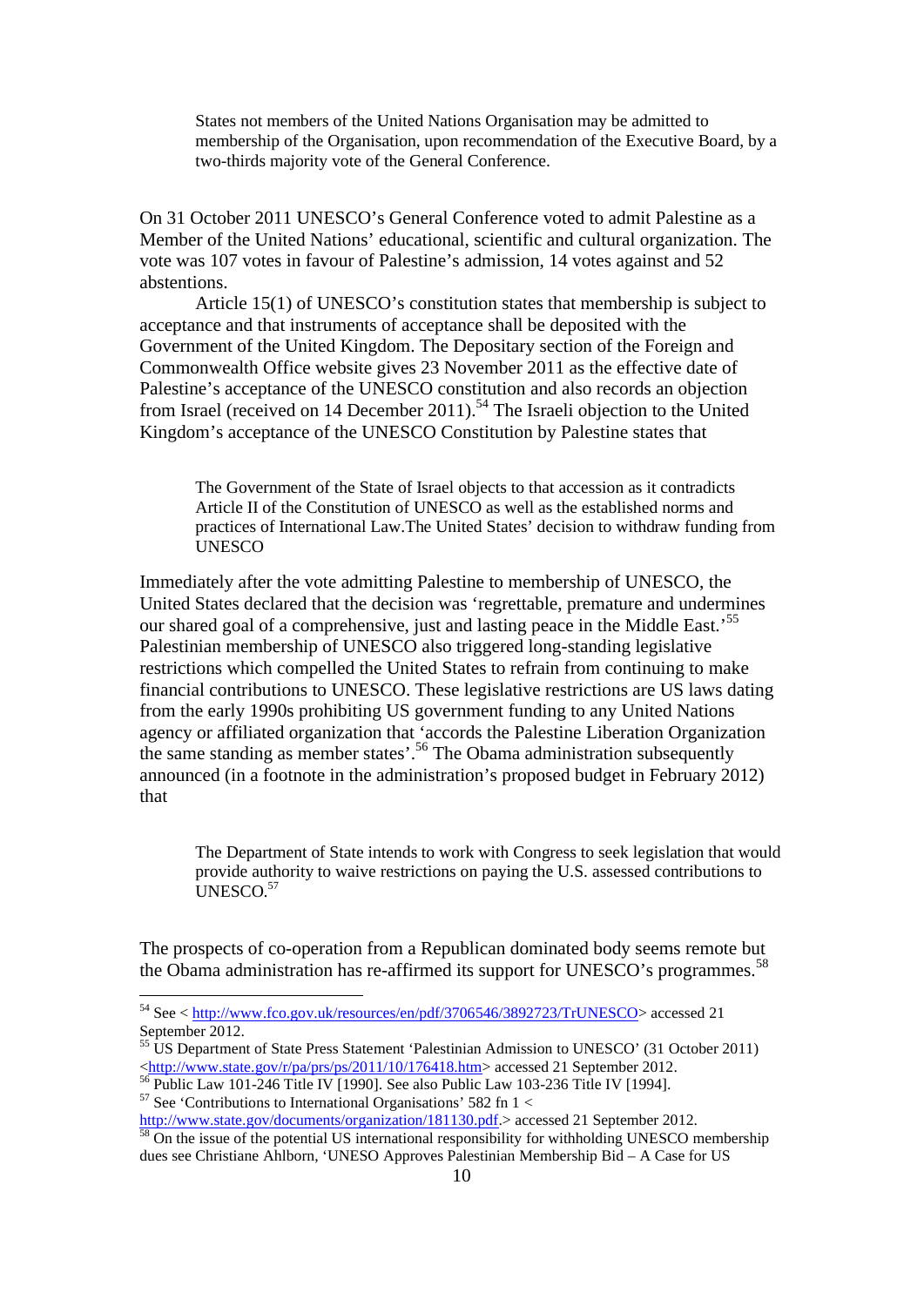> States not members of the United Nations Organisation may be admitted to membership of the Organisation, upon recommendation of the Executive Board, by a two-thirds majority vote of the General Conference.

On 31 October 2011 UNESCO's General Conference voted to admit Palestine as a Member of the United Nations' educational, scientific and cultural organization. The vote was 107 votes in favour of Palestine's admission, 14 votes against and 52 abstentions.

Article 15(1) of UNESCO's constitution states that membership is subject to acceptance and that instruments of acceptance shall be deposited with the Government of the United Kingdom. The Depositary section of the Foreign and Commonwealth Office website gives 23 November 2011 as the effective date of Palestine's acceptance of the UNESCO constitution and also records an objection from Israel (received on 14 December 2011).[54] The Israeli objection to the United Kingdom's acceptance of the UNESCO Constitution by Palestine states that

> The Government of the State of Israel objects to that accession as it contradicts Article II of the Constitution of UNESCO as well as the established norms and practices of International Law.The United States' decision to withdraw funding from UNESCO

Immediately after the vote admitting Palestine to membership of UNESCO, the United States declared that the decision was 'regrettable, premature and undermines our shared goal of a comprehensive, just and lasting peace in the Middle East.'[55] Palestinian membership of UNESCO also triggered long-standing legislative restrictions which compelled the United States to refrain from continuing to make financial contributions to UNESCO. These legislative restrictions are US laws dating from the early 1990s prohibiting US government funding to any United Nations agency or affiliated organization that 'accords the Palestine Liberation Organization the same standing as member states'.[56] The Obama administration subsequently announced (in a footnote in the administration's proposed budget in February 2012) that

> The Department of State intends to work with Congress to seek legislation that would provide authority to waive restrictions on paying the U.S. assessed contributions to UNESCO.[57]

The prospects of co-operation from a Republican dominated body seems remote but the Obama administration has re-affirmed its support for UNESCO's programmes.[58]

---

[54] See < http://www.fco.gov.uk/resources/en/pdf/3706546/3892723/TrUNESCO> accessed 21 September 2012.

[55] US Department of State Press Statement 'Palestinian Admission to UNESCO' (31 October 2011) <http://www.state.gov/r/pa/prs/ps/2011/10/176418.htm> accessed 21 September 2012.

[56] Public Law 101-246 Title IV [1990]. See also Public Law 103-236 Title IV [1994].

[57] See 'Contributions to International Organisations' 582 fn 1 < http://www.state.gov/documents/organization/181130.pdf.> accessed 21 September 2012.

[58] On the issue of the potential US international responsibility for withholding UNESCO membership dues see Christiane Ahlborn, 'UNESO Approves Palestinian Membership Bid – A Case for US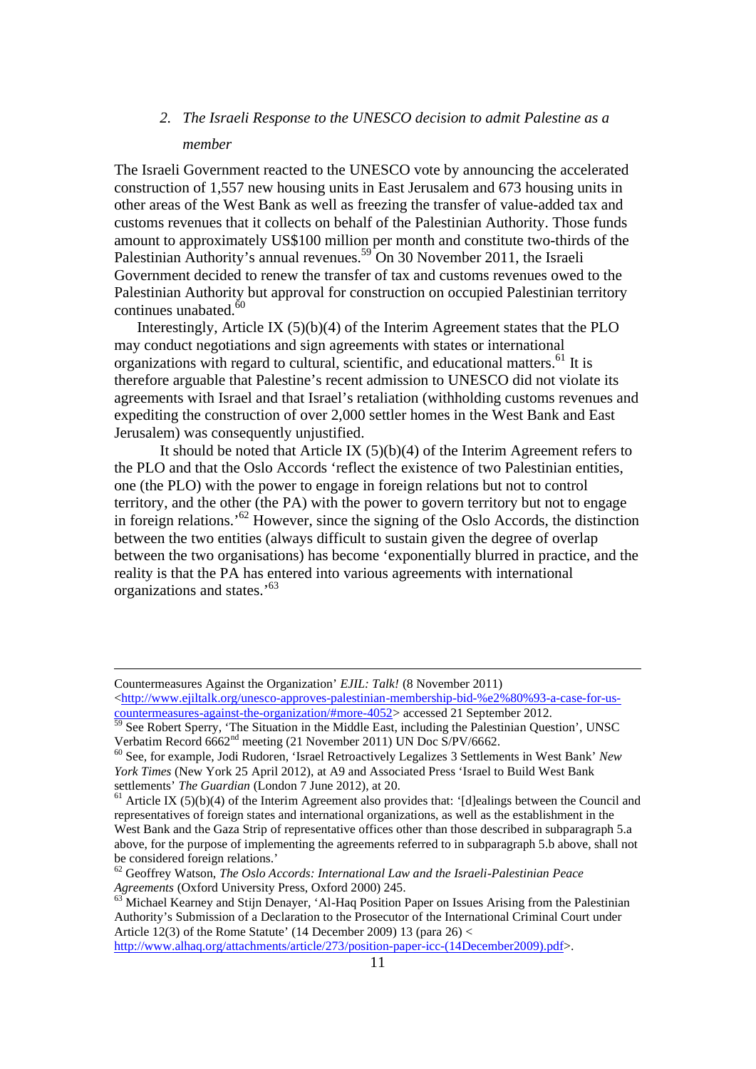*2. The Israeli Response to the UNESCO decision to admit Palestine as a member*

The Israeli Government reacted to the UNESCO vote by announcing the accelerated construction of 1,557 new housing units in East Jerusalem and 673 housing units in other areas of the West Bank as well as freezing the transfer of value-added tax and customs revenues that it collects on behalf of the Palestinian Authority. Those funds amount to approximately US$100 million per month and constitute two-thirds of the Palestinian Authority's annual revenues.[59] On 30 November 2011, the Israeli Government decided to renew the transfer of tax and customs revenues owed to the Palestinian Authority but approval for construction on occupied Palestinian territory continues unabated.[60]

Interestingly, Article IX (5)(b)(4) of the Interim Agreement states that the PLO may conduct negotiations and sign agreements with states or international organizations with regard to cultural, scientific, and educational matters.[61] It is therefore arguable that Palestine's recent admission to UNESCO did not violate its agreements with Israel and that Israel's retaliation (withholding customs revenues and expediting the construction of over 2,000 settler homes in the West Bank and East Jerusalem) was consequently unjustified.

It should be noted that Article IX (5)(b)(4) of the Interim Agreement refers to the PLO and that the Oslo Accords 'reflect the existence of two Palestinian entities, one (the PLO) with the power to engage in foreign relations but not to control territory, and the other (the PA) with the power to govern territory but not to engage in foreign relations.'[62] However, since the signing of the Oslo Accords, the distinction between the two entities (always difficult to sustain given the degree of overlap between the two organisations) has become 'exponentially blurred in practice, and the reality is that the PA has entered into various agreements with international organizations and states.'[63]

---

Countermeasures Against the Organization' *EJIL: Talk!* (8 November 2011) <http://www.ejiltalk.org/unesco-approves-palestinian-membership-bid-%e2%80%93-a-case-for-us-countermeasures-against-the-organization/#more-4052> accessed 21 September 2012.

[59] See Robert Sperry, 'The Situation in the Middle East, including the Palestinian Question', UNSC Verbatim Record 6662nd meeting (21 November 2011) UN Doc S/PV/6662.

[60] See, for example, Jodi Rudoren, 'Israel Retroactively Legalizes 3 Settlements in West Bank' *New York Times* (New York 25 April 2012), at A9 and Associated Press 'Israel to Build West Bank settlements' *The Guardian* (London 7 June 2012), at 20.

[61] Article IX (5)(b)(4) of the Interim Agreement also provides that: '[d]ealings between the Council and representatives of foreign states and international organizations, as well as the establishment in the West Bank and the Gaza Strip of representative offices other than those described in subparagraph 5.a above, for the purpose of implementing the agreements referred to in subparagraph 5.b above, shall not be considered foreign relations.'

[62] Geoffrey Watson, *The Oslo Accords: International Law and the Israeli-Palestinian Peace Agreements* (Oxford University Press, Oxford 2000) 245.

[63] Michael Kearney and Stijn Denayer, 'Al-Haq Position Paper on Issues Arising from the Palestinian Authority's Submission of a Declaration to the Prosecutor of the International Criminal Court under Article 12(3) of the Rome Statute' (14 December 2009) 13 (para 26) < http://www.alhaq.org/attachments/article/273/position-paper-icc-(14December2009).pdf>.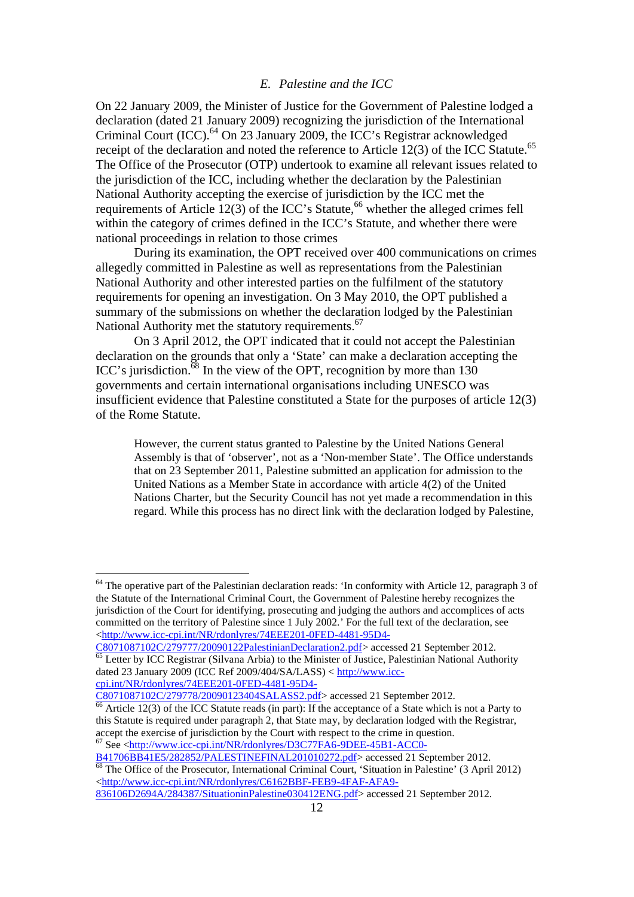### *E. Palestine and the ICC*

On 22 January 2009, the Minister of Justice for the Government of Palestine lodged a declaration (dated 21 January 2009) recognizing the jurisdiction of the International Criminal Court (ICC).[64] On 23 January 2009, the ICC's Registrar acknowledged receipt of the declaration and noted the reference to Article 12(3) of the ICC Statute.[65] The Office of the Prosecutor (OTP) undertook to examine all relevant issues related to the jurisdiction of the ICC, including whether the declaration by the Palestinian National Authority accepting the exercise of jurisdiction by the ICC met the requirements of Article 12(3) of the ICC's Statute,[66] whether the alleged crimes fell within the category of crimes defined in the ICC's Statute, and whether there were national proceedings in relation to those crimes

During its examination, the OPT received over 400 communications on crimes allegedly committed in Palestine as well as representations from the Palestinian National Authority and other interested parties on the fulfilment of the statutory requirements for opening an investigation. On 3 May 2010, the OPT published a summary of the submissions on whether the declaration lodged by the Palestinian National Authority met the statutory requirements.[67]

On 3 April 2012, the OPT indicated that it could not accept the Palestinian declaration on the grounds that only a 'State' can make a declaration accepting the ICC's jurisdiction.[68] In the view of the OPT, recognition by more than 130 governments and certain international organisations including UNESCO was insufficient evidence that Palestine constituted a State for the purposes of article 12(3) of the Rome Statute.

> However, the current status granted to Palestine by the United Nations General Assembly is that of 'observer', not as a 'Non-member State'. The Office understands that on 23 September 2011, Palestine submitted an application for admission to the United Nations as a Member State in accordance with article 4(2) of the United Nations Charter, but the Security Council has not yet made a recommendation in this regard. While this process has no direct link with the declaration lodged by Palestine,

---

[64] The operative part of the Palestinian declaration reads: 'In conformity with Article 12, paragraph 3 of the Statute of the International Criminal Court, the Government of Palestine hereby recognizes the jurisdiction of the Court for identifying, prosecuting and judging the authors and accomplices of acts committed on the territory of Palestine since 1 July 2002.' For the full text of the declaration, see <http://www.icc-cpi.int/NR/rdonlyres/74EEE201-0FED-4481-95D4-C8071087102C/279777/20090122PalestinianDeclaration2.pdf> accessed 21 September 2012.

[65] Letter by ICC Registrar (Silvana Arbia) to the Minister of Justice, Palestinian National Authority dated 23 January 2009 (ICC Ref 2009/404/SA/LASS) < http://www.icc-cpi.int/NR/rdonlyres/74EEE201-0FED-4481-95D4-C8071087102C/279778/20090123404SALASS2.pdf> accessed 21 September 2012.

[66] Article 12(3) of the ICC Statute reads (in part): If the acceptance of a State which is not a Party to this Statute is required under paragraph 2, that State may, by declaration lodged with the Registrar, accept the exercise of jurisdiction by the Court with respect to the crime in question.

[67] See <http://www.icc-cpi.int/NR/rdonlyres/D3C77FA6-9DEE-45B1-ACC0-B41706BB41E5/282852/PALESTINEFINAL201010272.pdf> accessed 21 September 2012.

[68] The Office of the Prosecutor, International Criminal Court, 'Situation in Palestine' (3 April 2012) <http://www.icc-cpi.int/NR/rdonlyres/C6162BBF-FEB9-4FAF-AFA9-836106D2694A/284387/SituationinPalestine030412ENG.pdf> accessed 21 September 2012.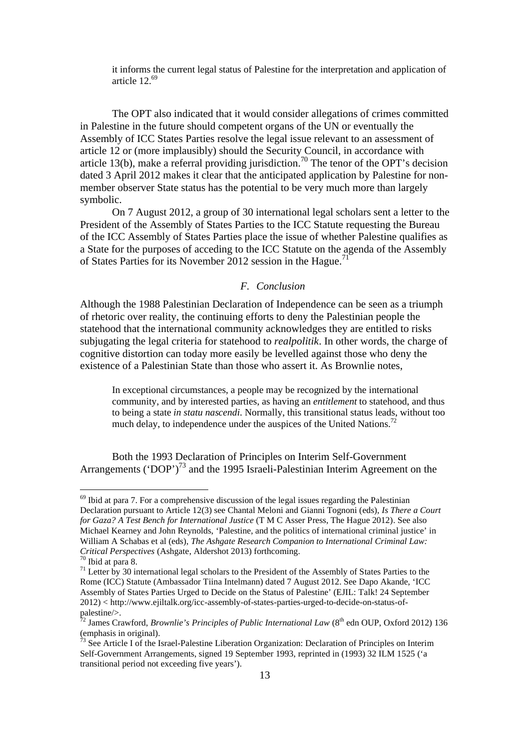> it informs the current legal status of Palestine for the interpretation and application of article 12.[69]

The OPT also indicated that it would consider allegations of crimes committed in Palestine in the future should competent organs of the UN or eventually the Assembly of ICC States Parties resolve the legal issue relevant to an assessment of article 12 or (more implausibly) should the Security Council, in accordance with article 13(b), make a referral providing jurisdiction.[70] The tenor of the OPT's decision dated 3 April 2012 makes it clear that the anticipated application by Palestine for non-member observer State status has the potential to be very much more than largely symbolic.

On 7 August 2012, a group of 30 international legal scholars sent a letter to the President of the Assembly of States Parties to the ICC Statute requesting the Bureau of the ICC Assembly of States Parties place the issue of whether Palestine qualifies as a State for the purposes of acceding to the ICC Statute on the agenda of the Assembly of States Parties for its November 2012 session in the Hague.[71]

### *F. Conclusion*

Although the 1988 Palestinian Declaration of Independence can be seen as a triumph of rhetoric over reality, the continuing efforts to deny the Palestinian people the statehood that the international community acknowledges they are entitled to risks subjugating the legal criteria for statehood to *realpolitik*. In other words, the charge of cognitive distortion can today more easily be levelled against those who deny the existence of a Palestinian State than those who assert it. As Brownlie notes,

> In exceptional circumstances, a people may be recognized by the international community, and by interested parties, as having an *entitlement* to statehood, and thus to being a state *in statu nascendi*. Normally, this transitional status leads, without too much delay, to independence under the auspices of the United Nations.[72]

Both the 1993 Declaration of Principles on Interim Self-Government Arrangements ('DOP')[73] and the 1995 Israeli-Palestinian Interim Agreement on the

---

[69] Ibid at para 7. For a comprehensive discussion of the legal issues regarding the Palestinian Declaration pursuant to Article 12(3) see Chantal Meloni and Gianni Tognoni (eds), *Is There a Court for Gaza? A Test Bench for International Justice* (T M C Asser Press, The Hague 2012). See also Michael Kearney and John Reynolds, 'Palestine, and the politics of international criminal justice' in William A Schabas et al (eds), *The Ashgate Research Companion to International Criminal Law: Critical Perspectives* (Ashgate, Aldershot 2013) forthcoming.

[70] Ibid at para 8.

[71] Letter by 30 international legal scholars to the President of the Assembly of States Parties to the Rome (ICC) Statute (Ambassador Tiina Intelmann) dated 7 August 2012. See Dapo Akande, 'ICC Assembly of States Parties Urged to Decide on the Status of Palestine' (EJIL: Talk! 24 September 2012) < http://www.ejiltalk.org/icc-assembly-of-states-parties-urged-to-decide-on-status-of-palestine/>.

[72] James Crawford, *Brownlie's Principles of Public International Law* (8th edn OUP, Oxford 2012) 136 (emphasis in original).

[73] See Article I of the Israel-Palestine Liberation Organization: Declaration of Principles on Interim Self-Government Arrangements, signed 19 September 1993, reprinted in (1993) 32 ILM 1525 ('a transitional period not exceeding five years').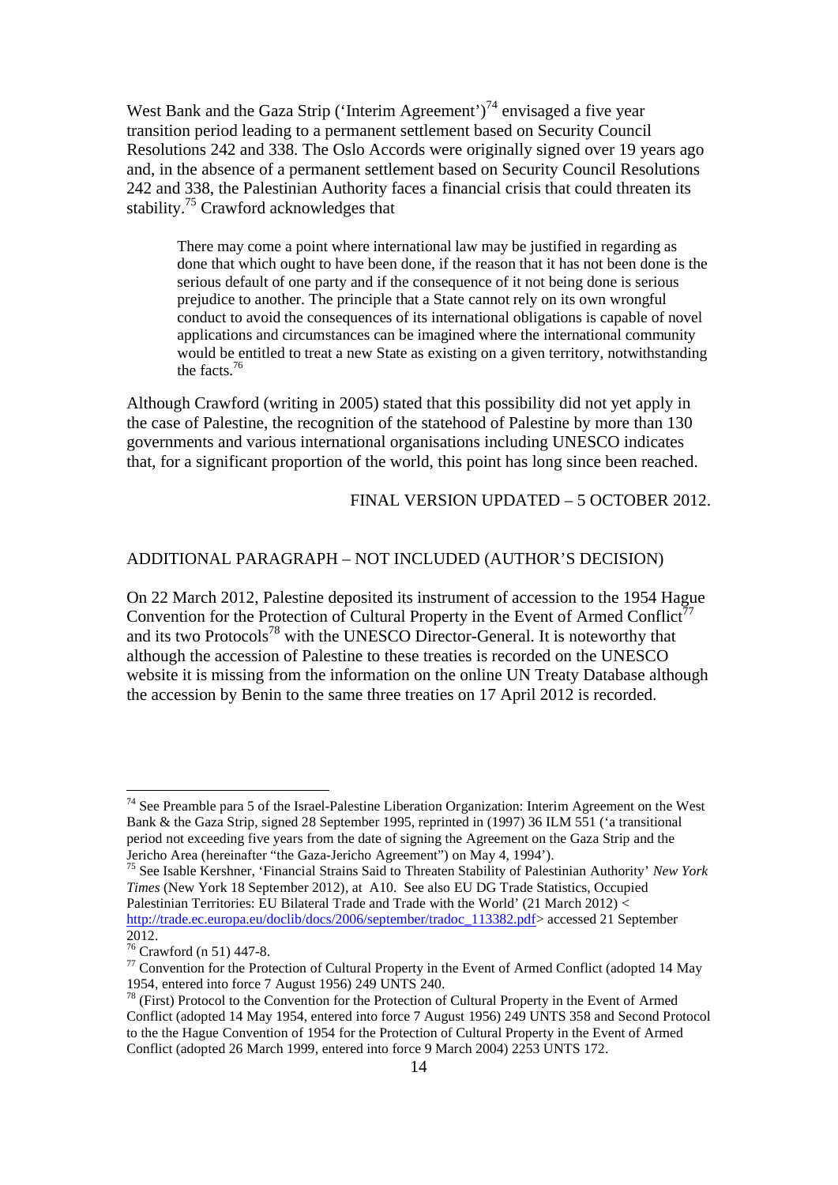West Bank and the Gaza Strip ('Interim Agreement')[74] envisaged a five year transition period leading to a permanent settlement based on Security Council Resolutions 242 and 338. The Oslo Accords were originally signed over 19 years ago and, in the absence of a permanent settlement based on Security Council Resolutions 242 and 338, the Palestinian Authority faces a financial crisis that could threaten its stability.[75] Crawford acknowledges that

> There may come a point where international law may be justified in regarding as done that which ought to have been done, if the reason that it has not been done is the serious default of one party and if the consequence of it not being done is serious prejudice to another. The principle that a State cannot rely on its own wrongful conduct to avoid the consequences of its international obligations is capable of novel applications and circumstances can be imagined where the international community would be entitled to treat a new State as existing on a given territory, notwithstanding the facts.[76]

Although Crawford (writing in 2005) stated that this possibility did not yet apply in the case of Palestine, the recognition of the statehood of Palestine by more than 130 governments and various international organisations including UNESCO indicates that, for a significant proportion of the world, this point has long since been reached.

FINAL VERSION UPDATED – 5 OCTOBER 2012.

ADDITIONAL PARAGRAPH – NOT INCLUDED (AUTHOR'S DECISION)

On 22 March 2012, Palestine deposited its instrument of accession to the 1954 Hague Convention for the Protection of Cultural Property in the Event of Armed Conflict[77] and its two Protocols[78] with the UNESCO Director-General. It is noteworthy that although the accession of Palestine to these treaties is recorded on the UNESCO website it is missing from the information on the online UN Treaty Database although the accession by Benin to the same three treaties on 17 April 2012 is recorded.

---

[74] See Preamble para 5 of the Israel-Palestine Liberation Organization: Interim Agreement on the West Bank & the Gaza Strip, signed 28 September 1995, reprinted in (1997) 36 ILM 551 ('a transitional period not exceeding five years from the date of signing the Agreement on the Gaza Strip and the Jericho Area (hereinafter "the Gaza-Jericho Agreement") on May 4, 1994').

[75] See Isable Kershner, 'Financial Strains Said to Threaten Stability of Palestinian Authority' *New York Times* (New York 18 September 2012), at A10. See also EU DG Trade Statistics, Occupied Palestinian Territories: EU Bilateral Trade and Trade with the World' (21 March 2012) < http://trade.ec.europa.eu/doclib/docs/2006/september/tradoc_113382.pdf> accessed 21 September 2012.

[76] Crawford (n 51) 447-8.

[77] Convention for the Protection of Cultural Property in the Event of Armed Conflict (adopted 14 May 1954, entered into force 7 August 1956) 249 UNTS 240.

[78] (First) Protocol to the Convention for the Protection of Cultural Property in the Event of Armed Conflict (adopted 14 May 1954, entered into force 7 August 1956) 249 UNTS 358 and Second Protocol to the the Hague Convention of 1954 for the Protection of Cultural Property in the Event of Armed Conflict (adopted 26 March 1999, entered into force 9 March 2004) 2253 UNTS 172.